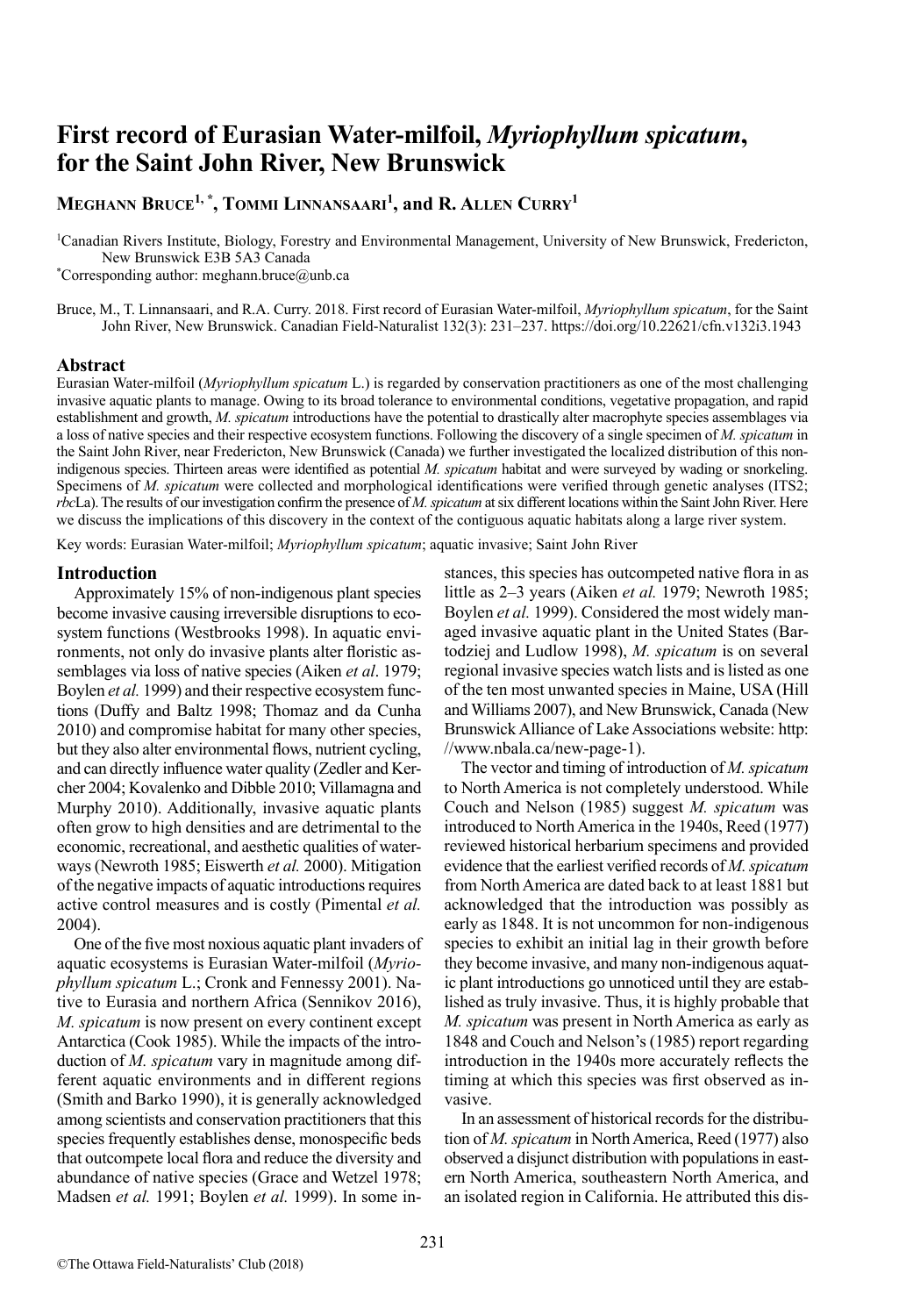# First record of Eurasian Water-milfoil, *Myriophyllum spicatum*, for the Saint John River, New Brunswick

**Meghann Bruce[1,*], Tommi Linnansaari[1], and R. Allen Curry[1]**

[1]Canadian Rivers Institute, Biology, Forestry and Environmental Management, University of New Brunswick, Fredericton, New Brunswick E3B 5A3 Canada

[*]Corresponding author: meghann.bruce@unb.ca

Bruce, M., T. Linnansaari, and R.A. Curry. 2018. First record of Eurasian Water-milfoil, *Myriophyllum spicatum*, for the Saint John River, New Brunswick. Canadian Field-Naturalist 132(3): 231–237. https://doi.org/10.22621/cfn.v132i3.1943

## Abstract

Eurasian Water-milfoil (*Myriophyllum spicatum* L.) is regarded by conservation practitioners as one of the most challenging invasive aquatic plants to manage. Owing to its broad tolerance to environmental conditions, vegetative propagation, and rapid establishment and growth, *M. spicatum* introductions have the potential to drastically alter macrophyte species assemblages via a loss of native species and their respective ecosystem functions. Following the discovery of a single specimen of *M. spicatum* in the Saint John River, near Fredericton, New Brunswick (Canada) we further investigated the localized distribution of this non-indigenous species. Thirteen areas were identified as potential *M. spicatum* habitat and were surveyed by wading or snorkeling. Specimens of *M. spicatum* were collected and morphological identifications were verified through genetic analyses (ITS2; *rbc*La). The results of our investigation confirm the presence of *M. spicatum* at six different locations within the Saint John River. Here we discuss the implications of this discovery in the context of the contiguous aquatic habitats along a large river system.

Key words: Eurasian Water-milfoil; *Myriophyllum spicatum*; aquatic invasive; Saint John River

## Introduction

Approximately 15% of non-indigenous plant species become invasive causing irreversible disruptions to ecosystem functions (Westbrooks 1998). In aquatic environments, not only do invasive plants alter floristic assemblages via loss of native species (Aiken *et al*. 1979; Boylen *et al.* 1999) and their respective ecosystem functions (Duffy and Baltz 1998; Thomaz and da Cunha 2010) and compromise habitat for many other species, but they also alter environmental flows, nutrient cycling, and can directly influence water quality (Zedler and Kercher 2004; Kovalenko and Dibble 2010; Villamagna and Murphy 2010). Additionally, invasive aquatic plants often grow to high densities and are detrimental to the economic, recreational, and aesthetic qualities of waterways (Newroth 1985; Eiswerth *et al.* 2000). Mitigation of the negative impacts of aquatic introductions requires active control measures and is costly (Pimental *et al.* 2004).

One of the five most noxious aquatic plant invaders of aquatic ecosystems is Eurasian Water-milfoil (*Myriophyllum spicatum* L.; Cronk and Fennessy 2001). Native to Eurasia and northern Africa (Sennikov 2016), *M. spicatum* is now present on every continent except Antarctica (Cook 1985). While the impacts of the introduction of *M. spicatum* vary in magnitude among different aquatic environments and in different regions (Smith and Barko 1990), it is generally acknowledged among scientists and conservation practitioners that this species frequently establishes dense, monospecific beds that outcompete local flora and reduce the diversity and abundance of native species (Grace and Wetzel 1978; Madsen *et al.* 1991; Boylen *et al.* 1999). In some instances, this species has outcompeted native flora in as little as 2–3 years (Aiken *et al.* 1979; Newroth 1985; Boylen *et al.* 1999). Considered the most widely managed invasive aquatic plant in the United States (Bartodziej and Ludlow 1998), *M. spicatum* is on several regional invasive species watch lists and is listed as one of the ten most unwanted species in Maine, USA (Hill and Williams 2007), and New Brunswick, Canada (New Brunswick Alliance of Lake Associations website: http://www.nbala.ca/new-page-1).

The vector and timing of introduction of *M. spicatum* to North America is not completely understood. While Couch and Nelson (1985) suggest *M. spicatum* was introduced to North America in the 1940s, Reed (1977) reviewed historical herbarium specimens and provided evidence that the earliest verified records of *M. spicatum* from North America are dated back to at least 1881 but acknowledged that the introduction was possibly as early as 1848. It is not uncommon for non-indigenous species to exhibit an initial lag in their growth before they become invasive, and many non-indigenous aquatic plant introductions go unnoticed until they are established as truly invasive. Thus, it is highly probable that *M. spicatum* was present in North America as early as 1848 and Couch and Nelson's (1985) report regarding introduction in the 1940s more accurately reflects the timing at which this species was first observed as invasive.

In an assessment of historical records for the distribution of *M. spicatum* in North America, Reed (1977) also observed a disjunct distribution with populations in eastern North America, southeastern North America, and an isolated region in California. He attributed this dis-

©The Ottawa Field-Naturalists' Club (2018)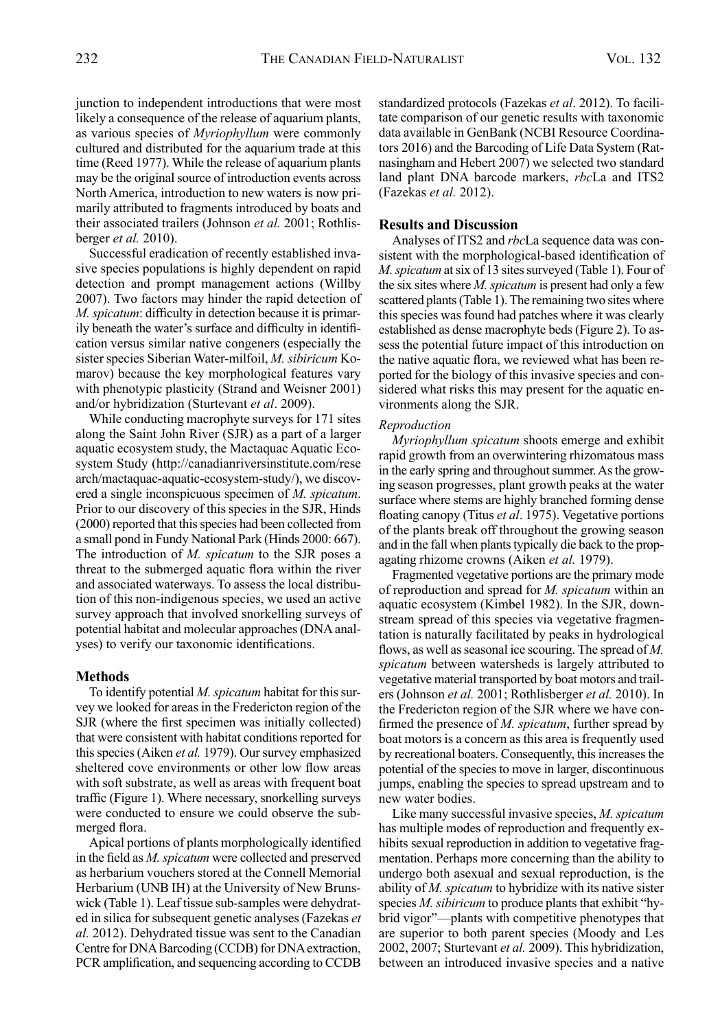junction to independent introductions that were most likely a consequence of the release of aquarium plants, as various species of *Myriophyllum* were commonly cultured and distributed for the aquarium trade at this time (Reed 1977). While the release of aquarium plants may be the original source of introduction events across North America, introduction to new waters is now primarily attributed to fragments introduced by boats and their associated trailers (Johnson *et al.* 2001; Rothlisberger *et al.* 2010).

Successful eradication of recently established invasive species populations is highly dependent on rapid detection and prompt management actions (Willby 2007). Two factors may hinder the rapid detection of *M. spicatum*: difficulty in detection because it is primarily beneath the water's surface and difficulty in identification versus similar native congeners (especially the sister species Siberian Water-milfoil, *M. sibiricum* Komarov) because the key morphological features vary with phenotypic plasticity (Strand and Weisner 2001) and/or hybridization (Sturtevant *et al*. 2009).

While conducting macrophyte surveys for 171 sites along the Saint John River (SJR) as a part of a larger aquatic ecosystem study, the Mactaquac Aquatic Ecosystem Study (http://canadianriversinstitute.com/research/mactaquac-aquatic-ecosystem-study/), we discovered a single inconspicuous specimen of *M. spicatum*. Prior to our discovery of this species in the SJR, Hinds (2000) reported that this species had been collected from a small pond in Fundy National Park (Hinds 2000: 667). The introduction of *M. spicatum* to the SJR poses a threat to the submerged aquatic flora within the river and associated waterways. To assess the local distribution of this non-indigenous species, we used an active survey approach that involved snorkelling surveys of potential habitat and molecular approaches (DNA analyses) to verify our taxonomic identifications.

## Methods

To identify potential *M. spicatum* habitat for this survey we looked for areas in the Fredericton region of the SJR (where the first specimen was initially collected) that were consistent with habitat conditions reported for this species (Aiken *et al.* 1979). Our survey emphasized sheltered cove environments or other low flow areas with soft substrate, as well as areas with frequent boat traffic (Figure 1). Where necessary, snorkelling surveys were conducted to ensure we could observe the submerged flora.

Apical portions of plants morphologically identified in the field as *M. spicatum* were collected and preserved as herbarium vouchers stored at the Connell Memorial Herbarium (UNB IH) at the University of New Brunswick (Table 1). Leaf tissue sub-samples were dehydrated in silica for subsequent genetic analyses (Fazekas *et al.* 2012). Dehydrated tissue was sent to the Canadian Centre for DNA Barcoding (CCDB) for DNA extraction, PCR amplification, and sequencing according to CCDB standardized protocols (Fazekas *et al*. 2012). To facilitate comparison of our genetic results with taxonomic data available in GenBank (NCBI Resource Coordinators 2016) and the Barcoding of Life Data System (Ratnasingham and Hebert 2007) we selected two standard land plant DNA barcode markers, *rbc*La and ITS2 (Fazekas *et al.* 2012).

## Results and Discussion

Analyses of ITS2 and *rbc*La sequence data was consistent with the morphological-based identification of *M. spicatum* at six of 13 sites surveyed (Table 1). Four of the six sites where *M. spicatum* is present had only a few scattered plants (Table 1). The remaining two sites where this species was found had patches where it was clearly established as dense macrophyte beds (Figure 2). To assess the potential future impact of this introduction on the native aquatic flora, we reviewed what has been reported for the biology of this invasive species and considered what risks this may present for the aquatic environments along the SJR.

### *Reproduction*

*Myriophyllum spicatum* shoots emerge and exhibit rapid growth from an overwintering rhizomatous mass in the early spring and throughout summer. As the growing season progresses, plant growth peaks at the water surface where stems are highly branched forming dense floating canopy (Titus *et al*. 1975). Vegetative portions of the plants break off throughout the growing season and in the fall when plants typically die back to the propagating rhizome crowns (Aiken *et al.* 1979).

Fragmented vegetative portions are the primary mode of reproduction and spread for *M. spicatum* within an aquatic ecosystem (Kimbel 1982). In the SJR, downstream spread of this species via vegetative fragmentation is naturally facilitated by peaks in hydrological flows, as well as seasonal ice scouring. The spread of *M. spicatum* between watersheds is largely attributed to vegetative material transported by boat motors and trailers (Johnson *et al.* 2001; Rothlisberger *et al.* 2010). In the Fredericton region of the SJR where we have confirmed the presence of *M. spicatum*, further spread by boat motors is a concern as this area is frequently used by recreational boaters. Consequently, this increases the potential of the species to move in larger, discontinuous jumps, enabling the species to spread upstream and to new water bodies.

Like many successful invasive species, *M. spicatum* has multiple modes of reproduction and frequently exhibits sexual reproduction in addition to vegetative fragmentation. Perhaps more concerning than the ability to undergo both asexual and sexual reproduction, is the ability of *M. spicatum* to hybridize with its native sister species *M. sibiricum* to produce plants that exhibit "hybrid vigor"—plants with competitive phenotypes that are superior to both parent species (Moody and Les 2002, 2007; Sturtevant *et al.* 2009). This hybridization, between an introduced invasive species and a native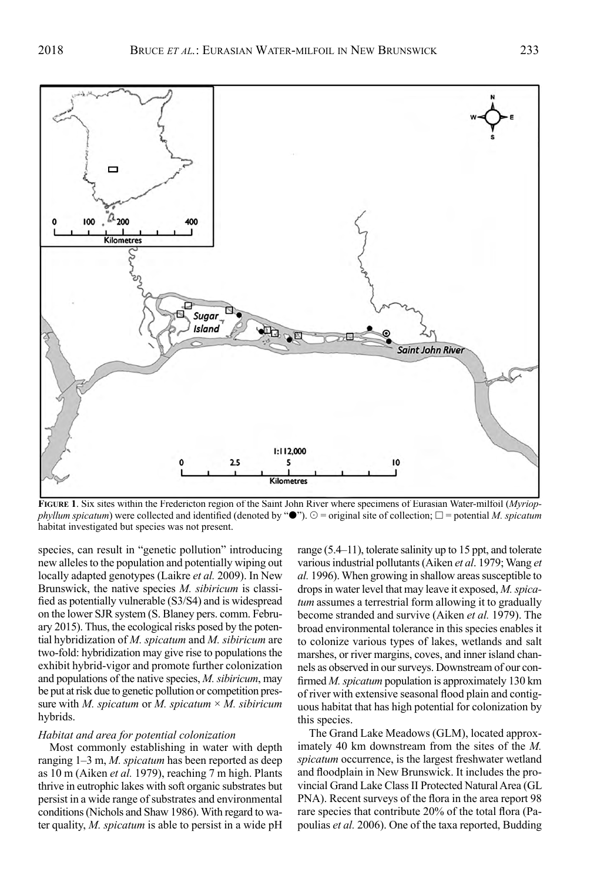**FIGURE 1**. Six sites within the Fredericton region of the Saint John River where specimens of Eurasian Water-milfoil (*Myriophyllum spicatum*) were collected and identified (denoted by "●"). ⊙ = original site of collection; □ = potential *M. spicatum* habitat investigated but species was not present.

species, can result in "genetic pollution" introducing new alleles to the population and potentially wiping out locally adapted genotypes (Laikre *et al.* 2009). In New Brunswick, the native species *M. sibiricum* is classified as potentially vulnerable (S3/S4) and is widespread on the lower SJR system (S. Blaney pers. comm. February 2015). Thus, the ecological risks posed by the potential hybridization of *M. spicatum* and *M. sibiricum* are two-fold: hybridization may give rise to populations the exhibit hybrid-vigor and promote further colonization and populations of the native species, *M. sibiricum*, may be put at risk due to genetic pollution or competition pressure with *M. spicatum* or *M. spicatum* × *M. sibiricum* hybrids.

### *Habitat and area for potential colonization*

Most commonly establishing in water with depth ranging 1–3 m, *M. spicatum* has been reported as deep as 10 m (Aiken *et al.* 1979), reaching 7 m high. Plants thrive in eutrophic lakes with soft organic substrates but persist in a wide range of substrates and environmental conditions (Nichols and Shaw 1986). With regard to water quality, *M. spicatum* is able to persist in a wide pH range (5.4–11), tolerate salinity up to 15 ppt, and tolerate various industrial pollutants (Aiken *et al*. 1979; Wang *et al.* 1996). When growing in shallow areas susceptible to drops in water level that may leave it exposed, *M. spicatum* assumes a terrestrial form allowing it to gradually become stranded and survive (Aiken *et al.* 1979). The broad environmental tolerance in this species enables it to colonize various types of lakes, wetlands and salt marshes, or river margins, coves, and inner island channels as observed in our surveys. Downstream of our confirmed *M. spicatum* population is approximately 130 km of river with extensive seasonal flood plain and contiguous habitat that has high potential for colonization by this species.

The Grand Lake Meadows (GLM), located approximately 40 km downstream from the sites of the *M. spicatum* occurrence, is the largest freshwater wetland and floodplain in New Brunswick. It includes the provincial Grand Lake Class II Protected Natural Area (GL PNA). Recent surveys of the flora in the area report 98 rare species that contribute 20% of the total flora (Papoulias *et al.* 2006). One of the taxa reported, Budding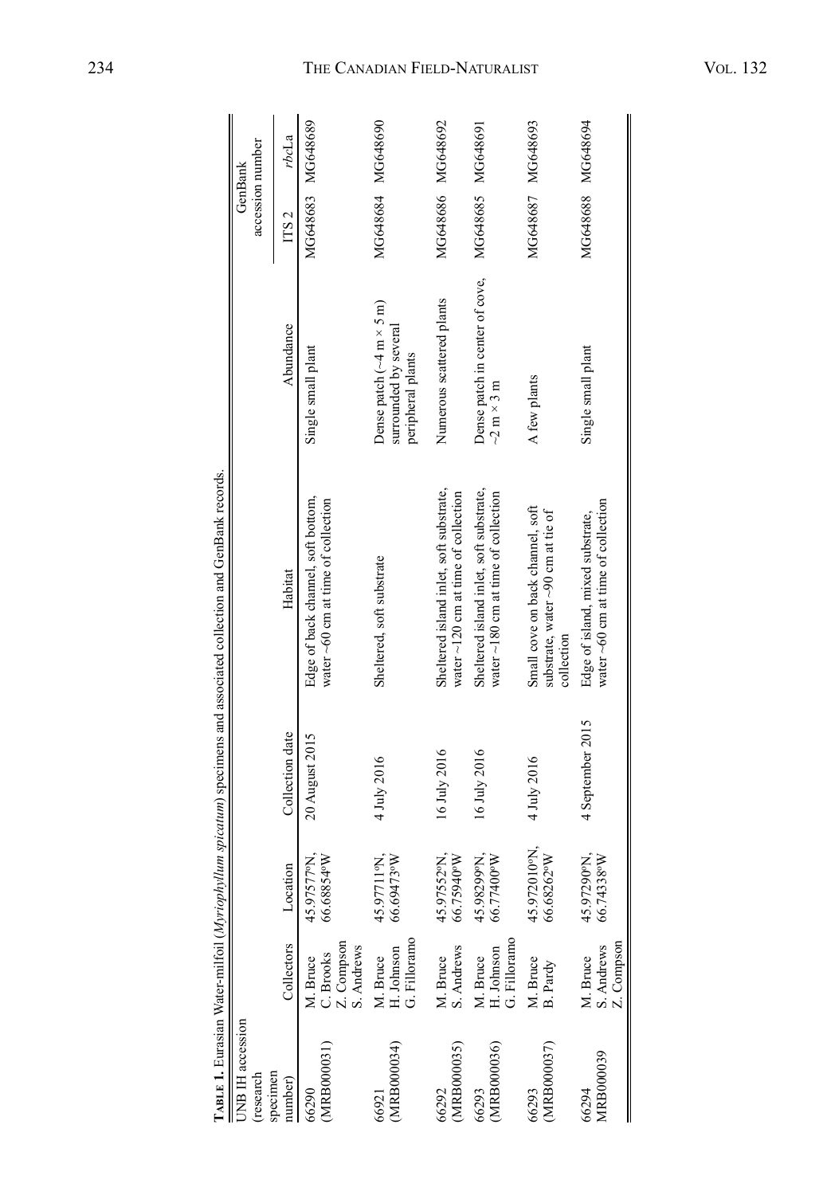**Table 1.** Eurasian Water-milfoil (*Myriophyllum spicatum*) specimens and associated collection and GenBank records.

| UNB IH accession (research specimen number) | Collectors | Location | Collection date | Habitat | Abundance | GenBank accession number | |
|---|---|---|---|---|---|---|---|
| | | | | | | ITS 2 | *rbc*La |
| 66290 (MRB000031) | M. Bruce C. Brooks Z. Compson S. Andrews | 45.97577ºN, 66.68854ºW | 20 August 2015 | Edge of back channel, soft bottom, water ~60 cm at time of collection | Single small plant | MG648683 | MG648689 |
| 66921 (MRB000034) | M. Bruce H. Johnson G. Fillorarno | 45.97711ºN, 66.69473ºW | 4 July 2016 | Sheltered, soft substrate | Dense patch (~4 m × 5 m) surrounded by several peripheral plants | MG648684 | MG648690 |
| 66292 (MRB000035) | M. Bruce S. Andrews | 45.97552ºN, 66.75940ºW | 16 July 2016 | Sheltered island inlet, soft substrate, water ~120 cm at time of collection | Numerous scattered plants | MG648686 | MG648692 |
| 66293 (MRB000036) | M. Bruce H. Johnson G. Fillorarno | 45.98299ºN, 66.77400ºW | 16 July 2016 | Sheltered island inlet, soft substrate, water ~180 cm at time of collection | Dense patch in center of cove, ~2 m × 3 m | MG648685 | MG648691 |
| 66293 (MRB000037) | M. Bruce B. Pardy | 45.972010ºN, 66.68262ºW | 4 July 2016 | Small cove on back channel, soft substrate, water ~90 cm at tie of collection | A few plants | MG648687 | MG648693 |
| 66294 MRB000039 | M. Bruce S. Andrews Z. Compson | 45.97290ºN, 66.74338ºW | 4 September 2015 | Edge of island, mixed substrate, water ~60 cm at time of collection | Single small plant | MG648688 | MG648694 |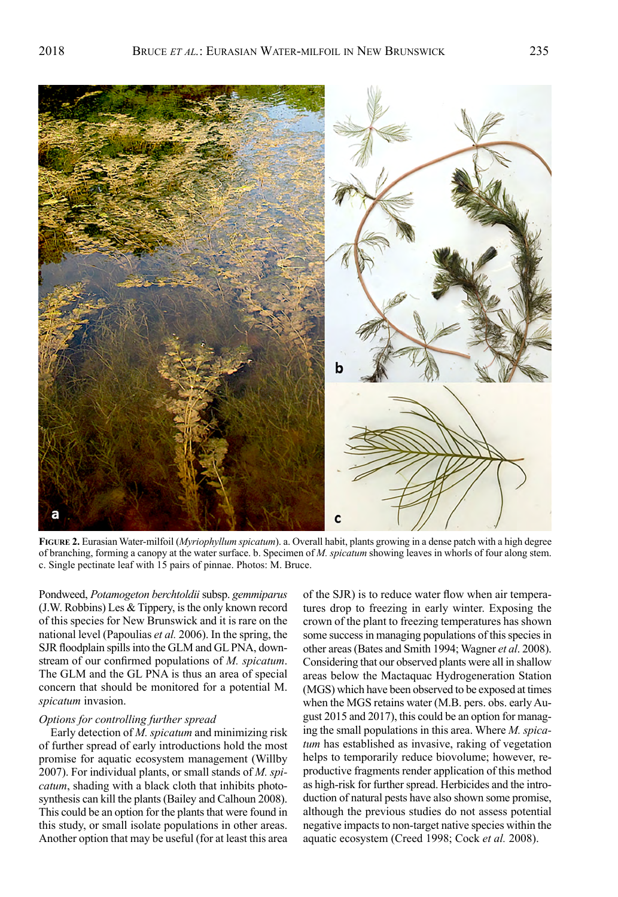**Figure 2.** Eurasian Water-milfoil (*Myriophyllum spicatum*). a. Overall habit, plants growing in a dense patch with a high degree of branching, forming a canopy at the water surface. b. Specimen of *M. spicatum* showing leaves in whorls of four along stem. c. Single pectinate leaf with 15 pairs of pinnae. Photos: M. Bruce.

Pondweed, *Potamogeton berchtoldii* subsp. *gemmiparus* (J.W. Robbins) Les & Tippery, is the only known record of this species for New Brunswick and it is rare on the national level (Papoulias *et al.* 2006). In the spring, the SJR floodplain spills into the GLM and GL PNA, downstream of our confirmed populations of *M. spicatum*. The GLM and the GL PNA is thus an area of special concern that should be monitored for a potential M. *spicatum* invasion.

*Options for controlling further spread*

Early detection of *M. spicatum* and minimizing risk of further spread of early introductions hold the most promise for aquatic ecosystem management (Willby 2007). For individual plants, or small stands of *M. spicatum*, shading with a black cloth that inhibits photosynthesis can kill the plants (Bailey and Calhoun 2008). This could be an option for the plants that were found in this study, or small isolate populations in other areas. Another option that may be useful (for at least this area of the SJR) is to reduce water flow when air temperatures drop to freezing in early winter. Exposing the crown of the plant to freezing temperatures has shown some success in managing populations of this species in other areas (Bates and Smith 1994; Wagner *et al*. 2008). Considering that our observed plants were all in shallow areas below the Mactaquac Hydrogeneration Station (MGS) which have been observed to be exposed at times when the MGS retains water (M.B. pers. obs. early August 2015 and 2017), this could be an option for managing the small populations in this area. Where *M. spicatum* has established as invasive, raking of vegetation helps to temporarily reduce biovolume; however, reproductive fragments render application of this method as high-risk for further spread. Herbicides and the introduction of natural pests have also shown some promise, although the previous studies do not assess potential negative impacts to non-target native species within the aquatic ecosystem (Creed 1998; Cock *et al.* 2008).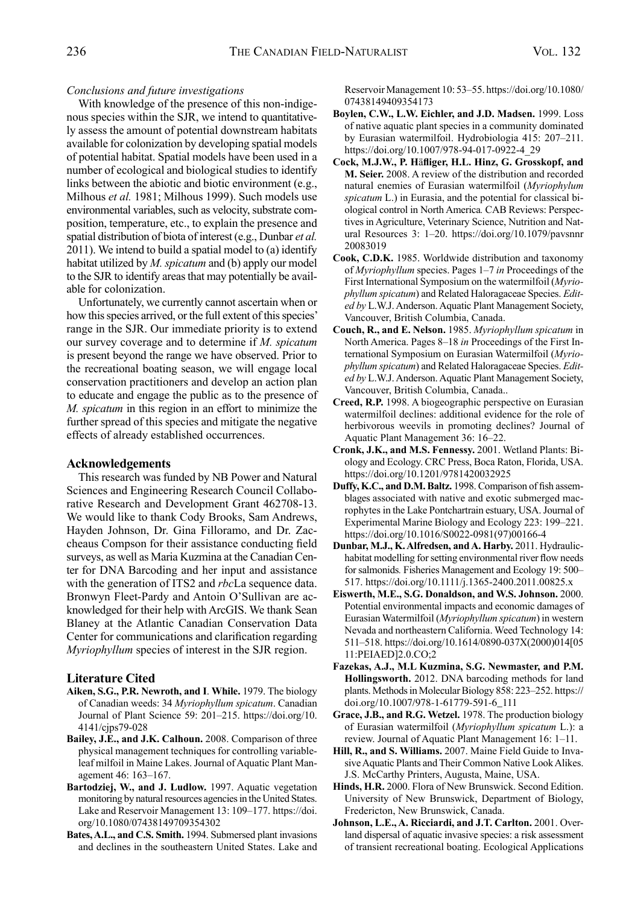*Conclusions and future investigations*

With knowledge of the presence of this non-indigenous species within the SJR, we intend to quantitatively assess the amount of potential downstream habitats available for colonization by developing spatial models of potential habitat. Spatial models have been used in a number of ecological and biological studies to identify links between the abiotic and biotic environment (e.g., Milhous *et al.* 1981; Milhous 1999). Such models use environmental variables, such as velocity, substrate composition, temperature, etc., to explain the presence and spatial distribution of biota of interest (e.g., Dunbar *et al.* 2011). We intend to build a spatial model to (a) identify habitat utilized by *M. spicatum* and (b) apply our model to the SJR to identify areas that may potentially be available for colonization.

Unfortunately, we currently cannot ascertain when or how this species arrived, or the full extent of this species' range in the SJR. Our immediate priority is to extend our survey coverage and to determine if *M. spicatum* is present beyond the range we have observed. Prior to the recreational boating season, we will engage local conservation practitioners and develop an action plan to educate and engage the public as to the presence of *M. spicatum* in this region in an effort to minimize the further spread of this species and mitigate the negative effects of already established occurrences.

## Acknowledgements

This research was funded by NB Power and Natural Sciences and Engineering Research Council Collaborative Research and Development Grant 462708-13. We would like to thank Cody Brooks, Sam Andrews, Hayden Johnson, Dr. Gina Filloramo, and Dr. Zaccheaus Compson for their assistance conducting field surveys, as well as Maria Kuzmina at the Canadian Center for DNA Barcoding and her input and assistance with the generation of ITS2 and *rbc*La sequence data. Bronwyn Fleet-Pardy and Antoin O'Sullivan are acknowledged for their help with ArcGIS. We thank Sean Blaney at the Atlantic Canadian Conservation Data Center for communications and clarification regarding *Myriophyllum* species of interest in the SJR region.

## Literature Cited

**Aiken, S.G., P.R. Newroth, and I. While.** 1979. The biology of Canadian weeds: 34 *Myriophyllum spicatum*. Canadian Journal of Plant Science 59: 201–215. https://doi.org/10.4141/cjps79-028

**Bailey, J.E., and J.K. Calhoun.** 2008. Comparison of three physical management techniques for controlling variable-leaf milfoil in Maine Lakes. Journal of Aquatic Plant Management 46: 163–167.

**Bartodziej, W., and J. Ludlow.** 1997. Aquatic vegetation monitoring by natural resources agencies in the United States. Lake and Reservoir Management 13: 109–177. https://doi.org/10.1080/07438149709354302

**Bates, A.L., and C.S. Smith.** 1994. Submersed plant invasions and declines in the southeastern United States. Lake and Reservoir Management 10: 53–55. https://doi.org/10.1080/07438149409354173

**Boylen, C.W., L.W. Eichler, and J.D. Madsen.** 1999. Loss of native aquatic plant species in a community dominated by Eurasian watermilfoil. Hydrobiologia 415: 207–211. https://doi.org/10.1007/978-94-017-0922-4_29

**Cock, M.J.W., P. Häfliger, H.L. Hinz, G. Grosskopf, and M. Seier.** 2008. A review of the distribution and recorded natural enemies of Eurasian watermilfoil (*Myriophylum spicatum* L.) in Eurasia, and the potential for classical biological control in North America. CAB Reviews: Perspectives in Agriculture, Veterinary Science, Nutrition and Natural Resources 3: 1–20. https://doi.org/10.1079/pavsnnr20083019

**Cook, C.D.K.** 1985. Worldwide distribution and taxonomy of *Myriophyllum* species. Pages 1–7 *in* Proceedings of the First International Symposium on the watermilfoil (*Myriophyllum spicatum*) and Related Haloragaceae Species. *Edited by* L.W.J. Anderson. Aquatic Plant Management Society, Vancouver, British Columbia, Canada.

**Couch, R., and E. Nelson.** 1985. *Myriophyllum spicatum* in North America. Pages 8–18 *in* Proceedings of the First International Symposium on Eurasian Watermilfoil (*Myriophyllum spicatum*) and Related Haloragaceae Species. *Edited by* L.W.J. Anderson. Aquatic Plant Management Society, Vancouver, British Columbia, Canada..

**Creed, R.P.** 1998. A biogeographic perspective on Eurasian watermilfoil declines: additional evidence for the role of herbivorous weevils in promoting declines? Journal of Aquatic Plant Management 36: 16–22.

**Cronk, J.K., and M.S. Fennessy.** 2001. Wetland Plants: Biology and Ecology. CRC Press, Boca Raton, Florida, USA. https://doi.org/10.1201/9781420032925

**Duffy, K.C., and D.M. Baltz.** 1998. Comparison of fish assemblages associated with native and exotic submerged macrophytes in the Lake Pontchartrain estuary, USA. Journal of Experimental Marine Biology and Ecology 223: 199–221. https://doi.org/10.1016/S0022-0981(97)00166-4

**Dunbar, M.J., K. Alfredsen, and A. Harby.** 2011. Hydraulic-habitat modelling for setting environmental river flow needs for salmonids. Fisheries Management and Ecology 19: 500–517. https://doi.org/10.1111/j.1365-2400.2011.00825.x

**Eiswerth, M.E., S.G. Donaldson, and W.S. Johnson.** 2000. Potential environmental impacts and economic damages of Eurasian Watermilfoil (*Myriophyllum spicatum*) in western Nevada and northeastern California. Weed Technology 14: 511–518. https://doi.org/10.1614/0890-037X(2000)014[0511:PEIAED]2.0.CO;2

**Fazekas, A.J., M.L Kuzmina, S.G. Newmaster, and P.M. Hollingsworth.** 2012. DNA barcoding methods for land plants. Methods in Molecular Biology 858: 223–252. https://doi.org/10.1007/978-1-61779-591-6_111

**Grace, J.B., and R.G. Wetzel.** 1978. The production biology of Eurasian watermilfoil (*Myriophyllum spicatum* L.): a review. Journal of Aquatic Plant Management 16: 1–11.

**Hill, R., and S. Williams.** 2007. Maine Field Guide to Invasive Aquatic Plants and Their Common Native Look Alikes. J.S. McCarthy Printers, Augusta, Maine, USA.

**Hinds, H.R.** 2000. Flora of New Brunswick. Second Edition. University of New Brunswick, Department of Biology, Fredericton, New Brunswick, Canada.

**Johnson, L.E., A. Ricciardi, and J.T. Carlton.** 2001. Overland dispersal of aquatic invasive species: a risk assessment of transient recreational boating. Ecological Applications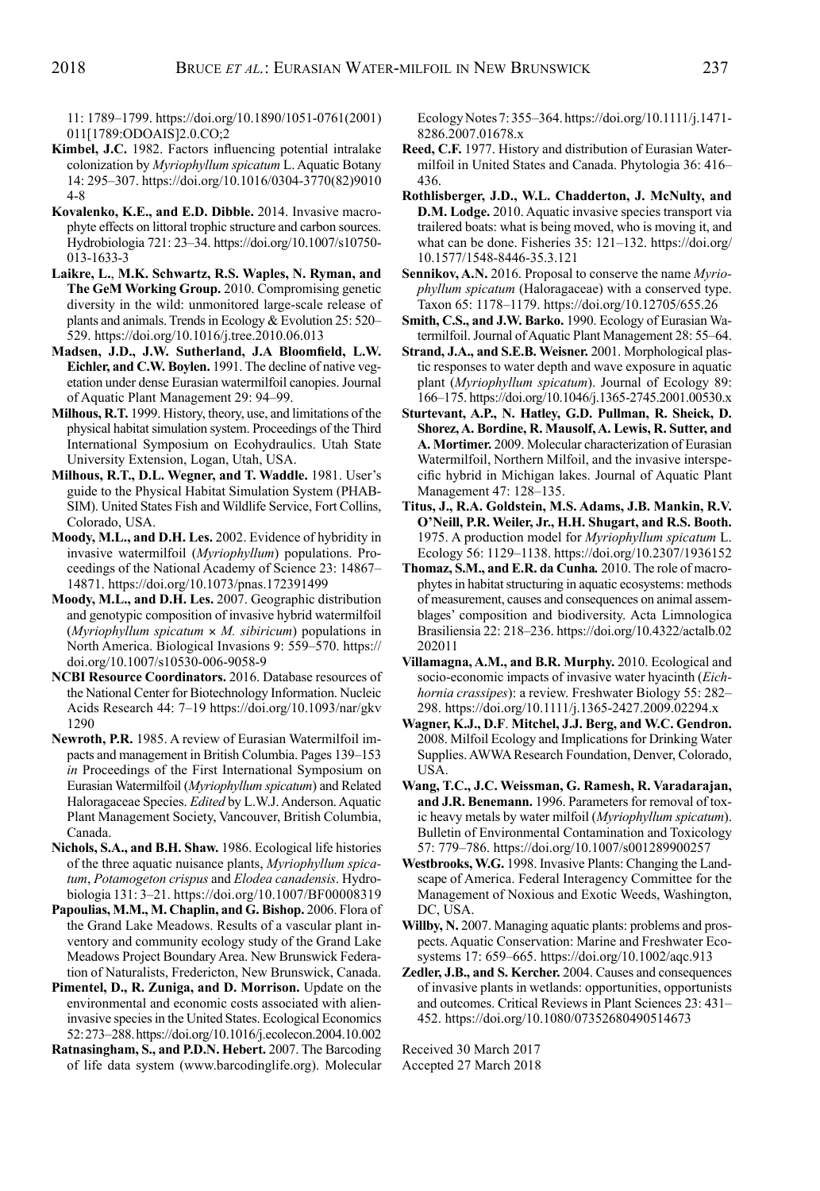11: 1789–1799. https://doi.org/10.1890/1051-0761(2001)011[1789:ODOAIS]2.0.CO;2

**Kimbel, J.C.** 1982. Factors influencing potential intralake colonization by *Myriophyllum spicatum* L. Aquatic Botany 14: 295–307. https://doi.org/10.1016/0304-3770(82)90104-8

**Kovalenko, K.E., and E.D. Dibble.** 2014. Invasive macrophyte effects on littoral trophic structure and carbon sources. Hydrobiologia 721: 23–34. https://doi.org/10.1007/s10750-013-1633-3

**Laikre, L., M.K. Schwartz, R.S. Waples, N. Ryman, and The GeM Working Group.** 2010. Compromising genetic diversity in the wild: unmonitored large-scale release of plants and animals. Trends in Ecology & Evolution 25: 520–529. https://doi.org/10.1016/j.tree.2010.06.013

**Madsen, J.D., J.W. Sutherland, J.A Bloomfield, L.W. Eichler, and C.W. Boylen.** 1991. The decline of native vegetation under dense Eurasian watermilfoil canopies. Journal of Aquatic Plant Management 29: 94–99.

**Milhous, R.T.** 1999. History, theory, use, and limitations of the physical habitat simulation system. Proceedings of the Third International Symposium on Ecohydraulics. Utah State University Extension, Logan, Utah, USA.

**Milhous, R.T., D.L. Wegner, and T. Waddle.** 1981. User's guide to the Physical Habitat Simulation System (PHABSIM). United States Fish and Wildlife Service, Fort Collins, Colorado, USA.

**Moody, M.L., and D.H. Les.** 2002. Evidence of hybridity in invasive watermilfoil (*Myriophyllum*) populations. Proceedings of the National Academy of Science 23: 14867–14871. https://doi.org/10.1073/pnas.172391499

**Moody, M.L., and D.H. Les.** 2007. Geographic distribution and genotypic composition of invasive hybrid watermilfoil (*Myriophyllum spicatum* × *M. sibiricum*) populations in North America. Biological Invasions 9: 559–570. https://doi.org/10.1007/s10530-006-9058-9

**NCBI Resource Coordinators.** 2016. Database resources of the National Center for Biotechnology Information. Nucleic Acids Research 44: 7–19 https://doi.org/10.1093/nar/gkv1290

**Newroth, P.R.** 1985. A review of Eurasian Watermilfoil impacts and management in British Columbia. Pages 139–153 *in* Proceedings of the First International Symposium on Eurasian Watermilfoil (*Myriophyllum spicatum*) and Related Haloragaceae Species. *Edited* by L.W.J. Anderson. Aquatic Plant Management Society, Vancouver, British Columbia, Canada.

**Nichols, S.A., and B.H. Shaw.** 1986. Ecological life histories of the three aquatic nuisance plants, *Myriophyllum spicatum*, *Potamogeton crispus* and *Elodea canadensis*. Hydrobiologia 131: 3–21. https://doi.org/10.1007/BF00008319

**Papoulias, M.M., M. Chaplin, and G. Bishop.** 2006. Flora of the Grand Lake Meadows. Results of a vascular plant inventory and community ecology study of the Grand Lake Meadows Project Boundary Area. New Brunswick Federation of Naturalists, Fredericton, New Brunswick, Canada.

**Pimentel, D., R. Zuniga, and D. Morrison.** Update on the environmental and economic costs associated with alien-invasive species in the United States. Ecological Economics 52: 273–288. https://doi.org/10.1016/j.ecolecon.2004.10.002

**Ratnasingham, S., and P.D.N. Hebert.** 2007. The Barcoding of life data system (www.barcodinglife.org). Molecular Ecology Notes 7: 355–364. https://doi.org/10.1111/j.1471-8286.2007.01678.x

**Reed, C.F.** 1977. History and distribution of Eurasian Watermilfoil in United States and Canada. Phytologia 36: 416–436.

**Rothlisberger, J.D., W.L. Chadderton, J. McNulty, and D.M. Lodge.** 2010. Aquatic invasive species transport via trailered boats: what is being moved, who is moving it, and what can be done. Fisheries 35: 121–132. https://doi.org/10.1577/1548-8446-35.3.121

**Sennikov, A.N.** 2016. Proposal to conserve the name *Myriophyllum spicatum* (Haloragaceae) with a conserved type. Taxon 65: 1178–1179. https://doi.org/10.12705/655.26

**Smith, C.S., and J.W. Barko.** 1990. Ecology of Eurasian Watermilfoil. Journal of Aquatic Plant Management 28: 55–64.

**Strand, J.A., and S.E.B. Weisner.** 2001. Morphological plastic responses to water depth and wave exposure in aquatic plant (*Myriophyllum spicatum*). Journal of Ecology 89: 166–175. https://doi.org/10.1046/j.1365-2745.2001.00530.x

**Sturtevant, A.P., N. Hatley, G.D. Pullman, R. Sheick, D. Shorez, A. Bordine, R. Mausolf, A. Lewis, R. Sutter, and A. Mortimer.** 2009. Molecular characterization of Eurasian Watermilfoil, Northern Milfoil, and the invasive interspecific hybrid in Michigan lakes. Journal of Aquatic Plant Management 47: 128–135.

**Titus, J., R.A. Goldstein, M.S. Adams, J.B. Mankin, R.V. O'Neill, P.R. Weiler, Jr., H.H. Shugart, and R.S. Booth.** 1975. A production model for *Myriophyllum spicatum* L. Ecology 56: 1129–1138. https://doi.org/10.2307/1936152

**Thomaz, S.M., and E.R. da Cunha.** 2010. The role of macrophytes in habitat structuring in aquatic ecosystems: methods of measurement, causes and consequences on animal assemblages' composition and biodiversity. Acta Limnologica Brasiliensia 22: 218–236. https://doi.org/10.4322/actalb.02202011

**Villamagna, A.M., and B.R. Murphy.** 2010. Ecological and socio-economic impacts of invasive water hyacinth (*Eichhornia crassipes*): a review. Freshwater Biology 55: 282–298. https://doi.org/10.1111/j.1365-2427.2009.02294.x

**Wagner, K.J., D.F. Mitchel, J.J. Berg, and W.C. Gendron.** 2008. Milfoil Ecology and Implications for Drinking Water Supplies. AWWA Research Foundation, Denver, Colorado, USA.

**Wang, T.C., J.C. Weissman, G. Ramesh, R. Varadarajan, and J.R. Benemann.** 1996. Parameters for removal of toxic heavy metals by water milfoil (*Myriophyllum spicatum*). Bulletin of Environmental Contamination and Toxicology 57: 779–786. https://doi.org/10.1007/s001289900257

**Westbrooks, W.G.** 1998. Invasive Plants: Changing the Landscape of America. Federal Interagency Committee for the Management of Noxious and Exotic Weeds, Washington, DC, USA.

**Willby, N.** 2007. Managing aquatic plants: problems and prospects. Aquatic Conservation: Marine and Freshwater Ecosystems 17: 659–665. https://doi.org/10.1002/aqc.913

**Zedler, J.B., and S. Kercher.** 2004. Causes and consequences of invasive plants in wetlands: opportunities, opportunists and outcomes. Critical Reviews in Plant Sciences 23: 431–452. https://doi.org/10.1080/07352680490514673

Received 30 March 2017
Accepted 27 March 2018